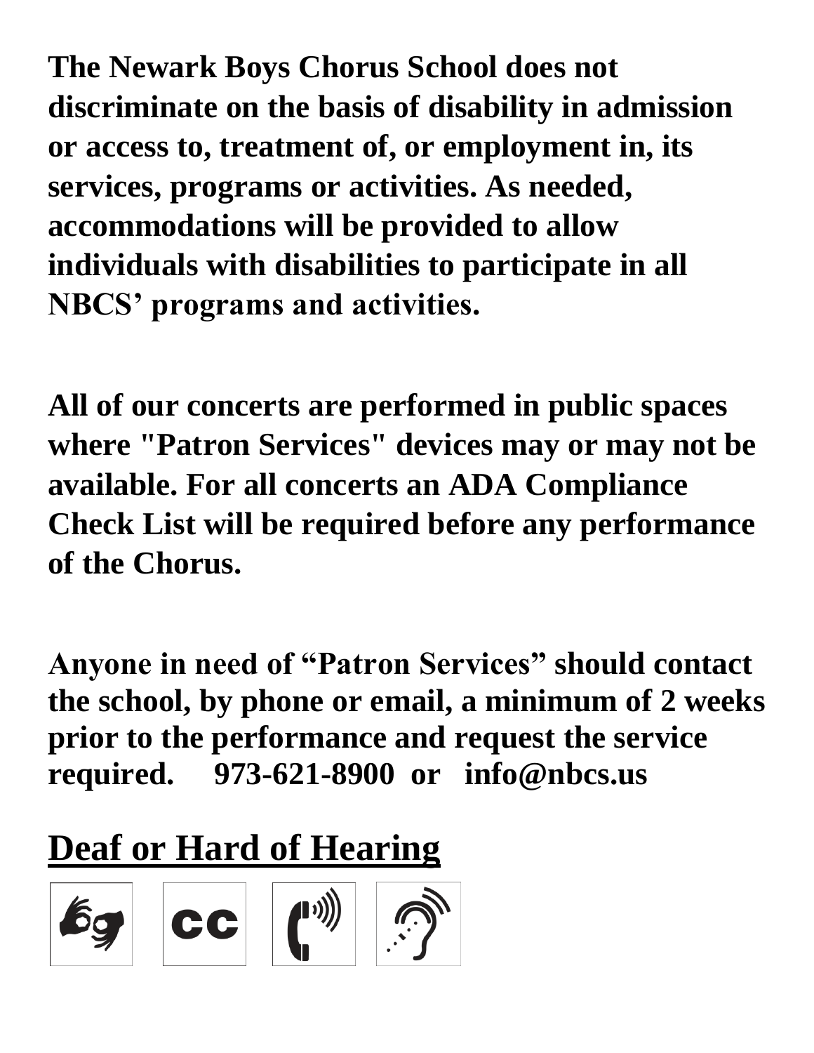**The Newark Boys Chorus School does not discriminate on the basis of disability in admission or access to, treatment of, or employment in, its services, programs or activities. As needed, accommodations will be provided to allow individuals with disabilities to participate in all NBCS' programs and activities.**

**All of our concerts are performed in public spaces where "Patron Services" devices may or may not be available. For all concerts an ADA Compliance Check List will be required before any performance of the Chorus.**

**Anyone in need of "Patron Services" should contact the school, by phone or email, a minimum of 2 weeks prior to the performance and request the service required. 973-621-8900 or info@nbcs.us**

## Deaf or Hard of Hearing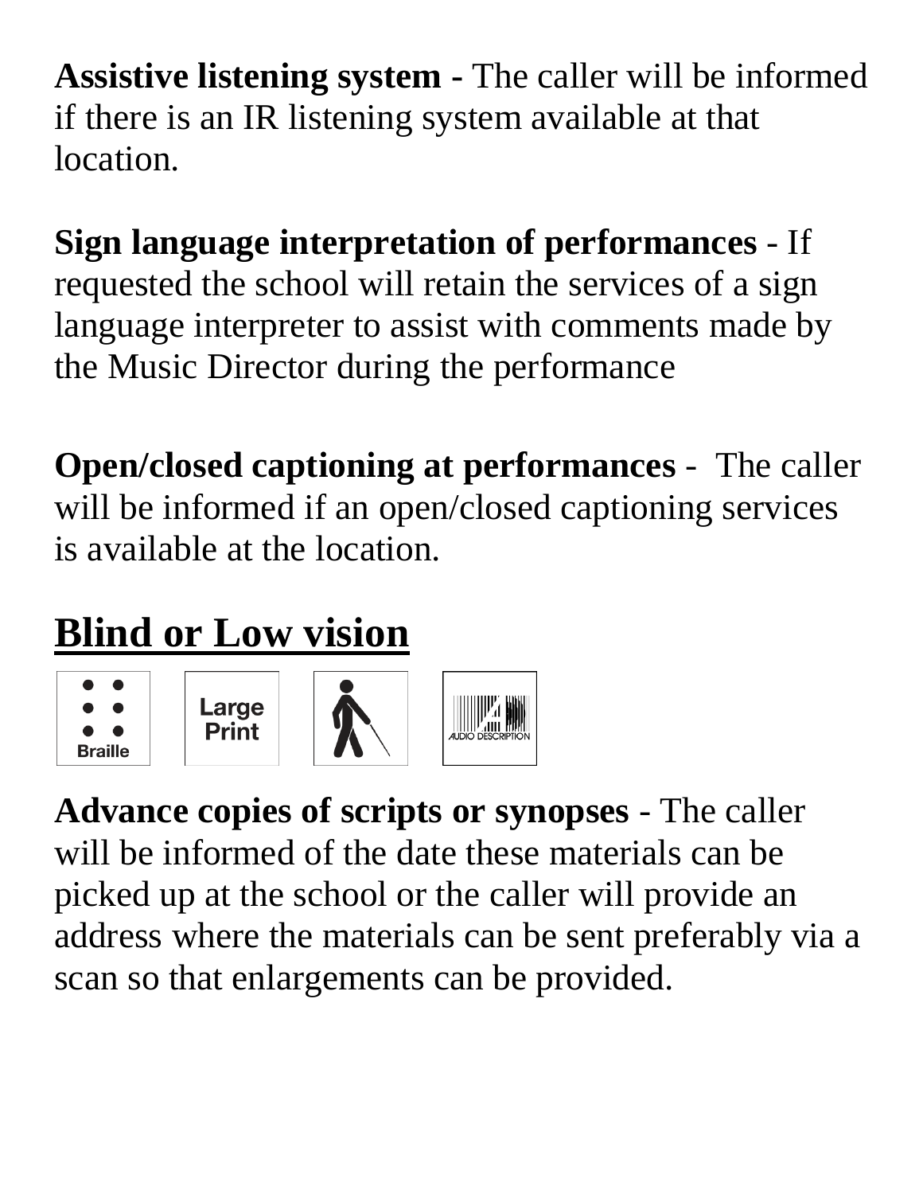**Assistive listening system -** The caller will be informed if there is an IR listening system available at that location.

**Sign language interpretation of performances** - If requested the school will retain the services of a sign language interpreter to assist with comments made by the Music Director during the performance

**Open/closed captioning at performances** - The caller will be informed if an open/closed captioning services is available at the location.

## Blind or Low vision

**Advance copies of scripts or synopses** - The caller will be informed of the date these materials can be picked up at the school or the caller will provide an address where the materials can be sent preferably via a scan so that enlargements can be provided.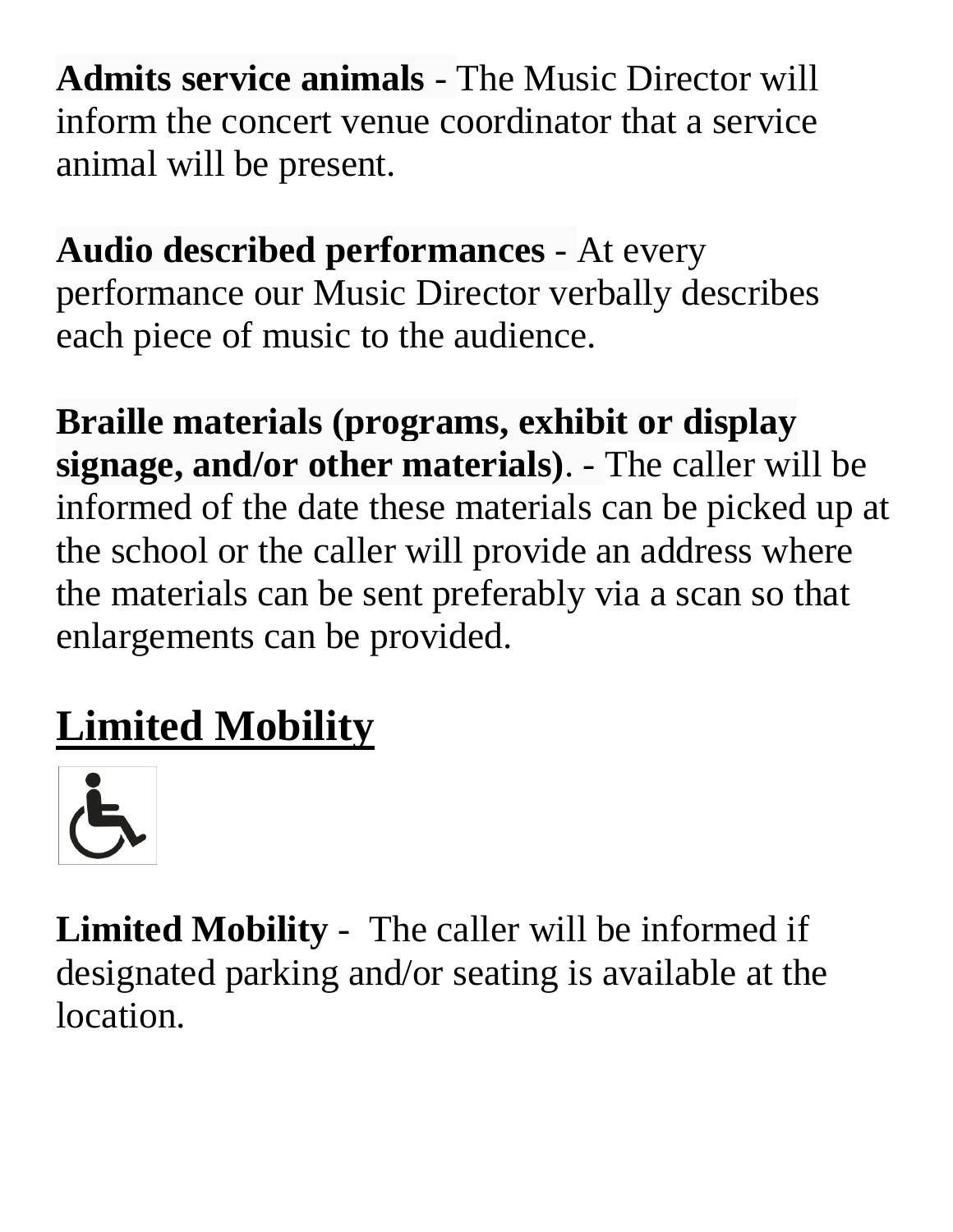**Admits service animals** - The Music Director will inform the concert venue coordinator that a service animal will be present.

**Audio described performances** - At every performance our Music Director verbally describes each piece of music to the audience.

**Braille materials (programs, exhibit or display signage, and/or other materials)**. - The caller will be informed of the date these materials can be picked up at the school or the caller will provide an address where the materials can be sent preferably via a scan so that enlargements can be provided.

## Limited Mobility

**Limited Mobility** - The caller will be informed if designated parking and/or seating is available at the location.